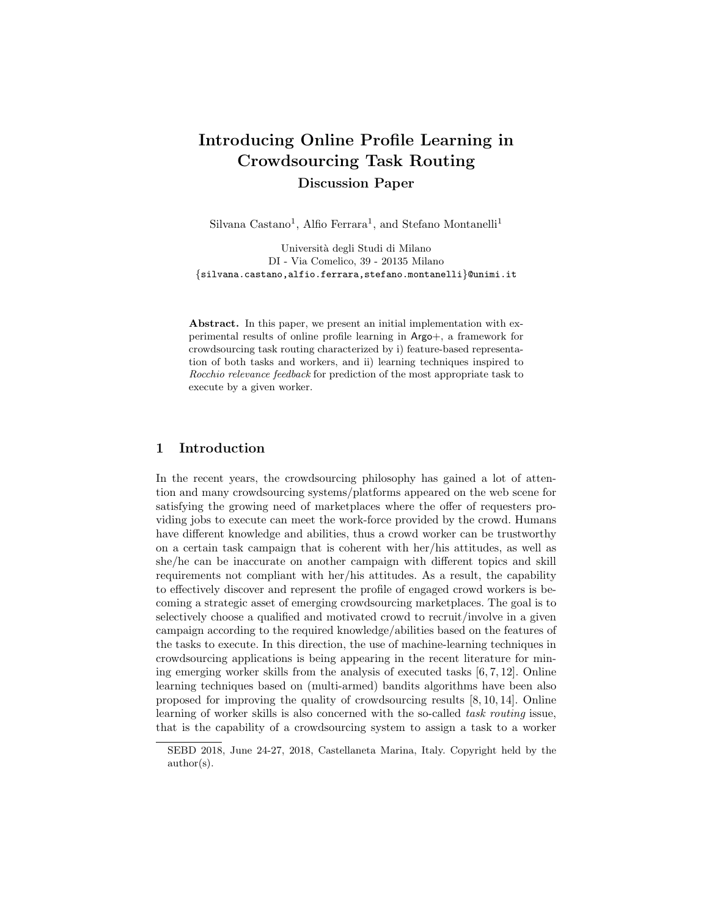# Introducing Online Profile Learning in Crowdsourcing Task Routing

## Discussion Paper

Silvana Castano[1], Alfio Ferrara[1], and Stefano Montanelli[1]

Università degli Studi di Milano
DI - Via Comelico, 39 - 20135 Milano
{silvana.castano,alfio.ferrara,stefano.montanelli}@unimi.it

**Abstract.** In this paper, we present an initial implementation with experimental results of online profile learning in Argo+, a framework for crowdsourcing task routing characterized by i) feature-based representation of both tasks and workers, and ii) learning techniques inspired to *Rocchio relevance feedback* for prediction of the most appropriate task to execute by a given worker.

## 1 Introduction

In the recent years, the crowdsourcing philosophy has gained a lot of attention and many crowdsourcing systems/platforms appeared on the web scene for satisfying the growing need of marketplaces where the offer of requesters providing jobs to execute can meet the work-force provided by the crowd. Humans have different knowledge and abilities, thus a crowd worker can be trustworthy on a certain task campaign that is coherent with her/his attitudes, as well as she/he can be inaccurate on another campaign with different topics and skill requirements not compliant with her/his attitudes. As a result, the capability to effectively discover and represent the profile of engaged crowd workers is becoming a strategic asset of emerging crowdsourcing marketplaces. The goal is to selectively choose a qualified and motivated crowd to recruit/involve in a given campaign according to the required knowledge/abilities based on the features of the tasks to execute. In this direction, the use of machine-learning techniques in crowdsourcing applications is being appearing in the recent literature for mining emerging worker skills from the analysis of executed tasks [6, 7, 12]. Online learning techniques based on (multi-armed) bandits algorithms have been also proposed for improving the quality of crowdsourcing results [8, 10, 14]. Online learning of worker skills is also concerned with the so-called *task routing* issue, that is the capability of a crowdsourcing system to assign a task to a worker

SEBD 2018, June 24-27, 2018, Castellaneta Marina, Italy. Copyright held by the author(s).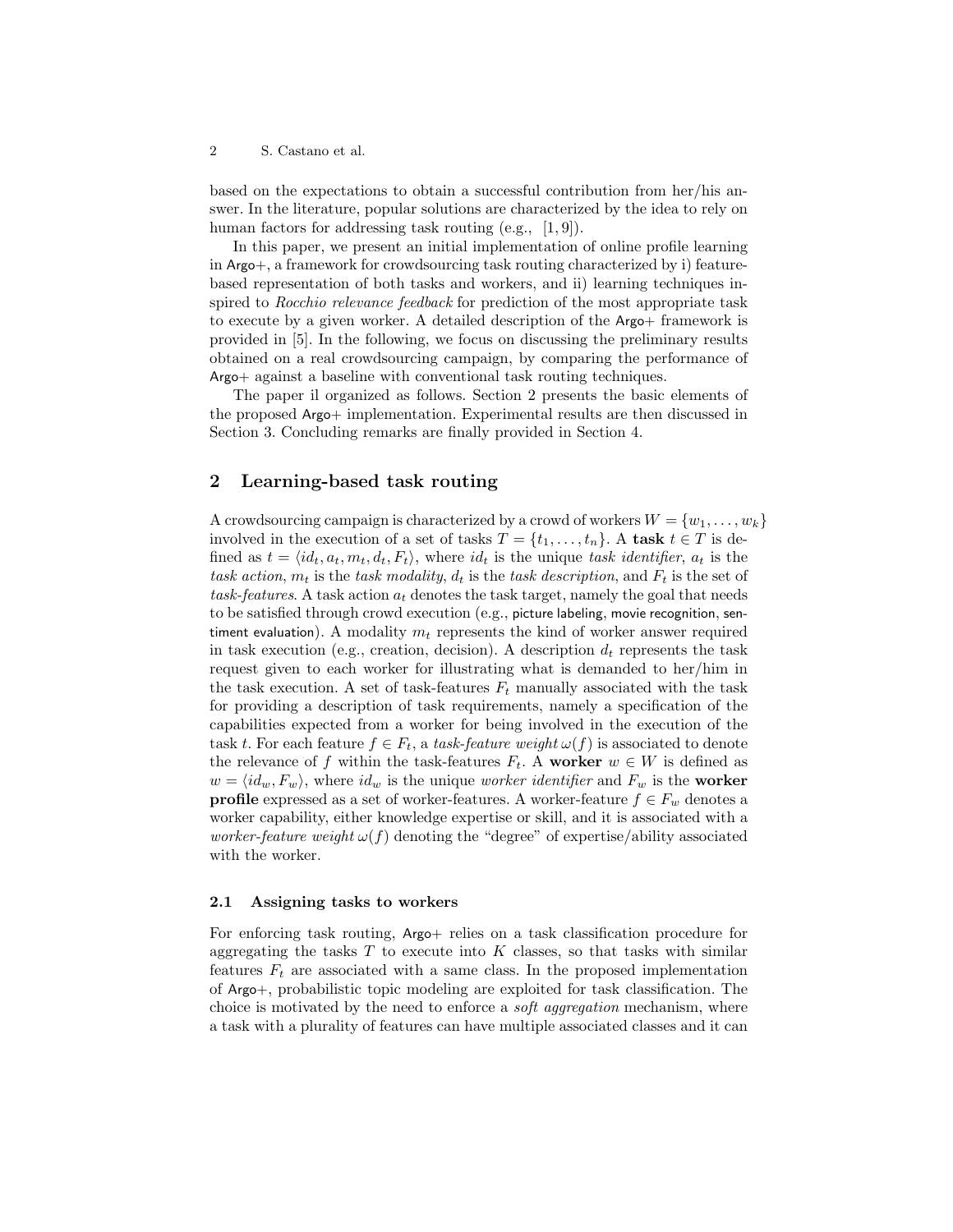based on the expectations to obtain a successful contribution from her/his answer. In the literature, popular solutions are characterized by the idea to rely on human factors for addressing task routing (e.g., [1, 9]).

In this paper, we present an initial implementation of online profile learning in Argo+, a framework for crowdsourcing task routing characterized by i) feature-based representation of both tasks and workers, and ii) learning techniques inspired to *Rocchio relevance feedback* for prediction of the most appropriate task to execute by a given worker. A detailed description of the Argo+ framework is provided in [5]. In the following, we focus on discussing the preliminary results obtained on a real crowdsourcing campaign, by comparing the performance of Argo+ against a baseline with conventional task routing techniques.

The paper il organized as follows. Section 2 presents the basic elements of the proposed Argo+ implementation. Experimental results are then discussed in Section 3. Concluding remarks are finally provided in Section 4.

## 2 Learning-based task routing

A crowdsourcing campaign is characterized by a crowd of workers $W = \{w_1, \ldots, w_k\}$ involved in the execution of a set of tasks $T = \{t_1, \ldots, t_n\}$. A **task** $t \in T$ is defined as $t = \langle id_t, a_t, m_t, d_t, F_t \rangle$, where $id_t$ is the unique *task identifier*, $a_t$ is the *task action*, $m_t$ is the *task modality*, $d_t$ is the *task description*, and $F_t$ is the set of *task-features*. A task action $a_t$ denotes the task target, namely the goal that needs to be satisfied through crowd execution (e.g., picture labeling, movie recognition, sentiment evaluation). A modality $m_t$ represents the kind of worker answer required in task execution (e.g., creation, decision). A description $d_t$ represents the task request given to each worker for illustrating what is demanded to her/him in the task execution. A set of task-features $F_t$ manually associated with the task for providing a description of task requirements, namely a specification of the capabilities expected from a worker for being involved in the execution of the task $t$. For each feature $f \in F_t$, a *task-feature weight* $\omega(f)$ is associated to denote the relevance of $f$ within the task-features $F_t$. A **worker** $w \in W$ is defined as $w = \langle id_w, F_w \rangle$, where $id_w$ is the unique *worker identifier* and $F_w$ is the **worker profile** expressed as a set of worker-features. A worker-feature $f \in F_w$ denotes a worker capability, either knowledge expertise or skill, and it is associated with a *worker-feature weight* $\omega(f)$ denoting the "degree" of expertise/ability associated with the worker.

### 2.1 Assigning tasks to workers

For enforcing task routing, Argo+ relies on a task classification procedure for aggregating the tasks $T$ to execute into $K$ classes, so that tasks with similar features $F_t$ are associated with a same class. In the proposed implementation of Argo+, probabilistic topic modeling are exploited for task classification. The choice is motivated by the need to enforce a *soft aggregation* mechanism, where a task with a plurality of features can have multiple associated classes and it can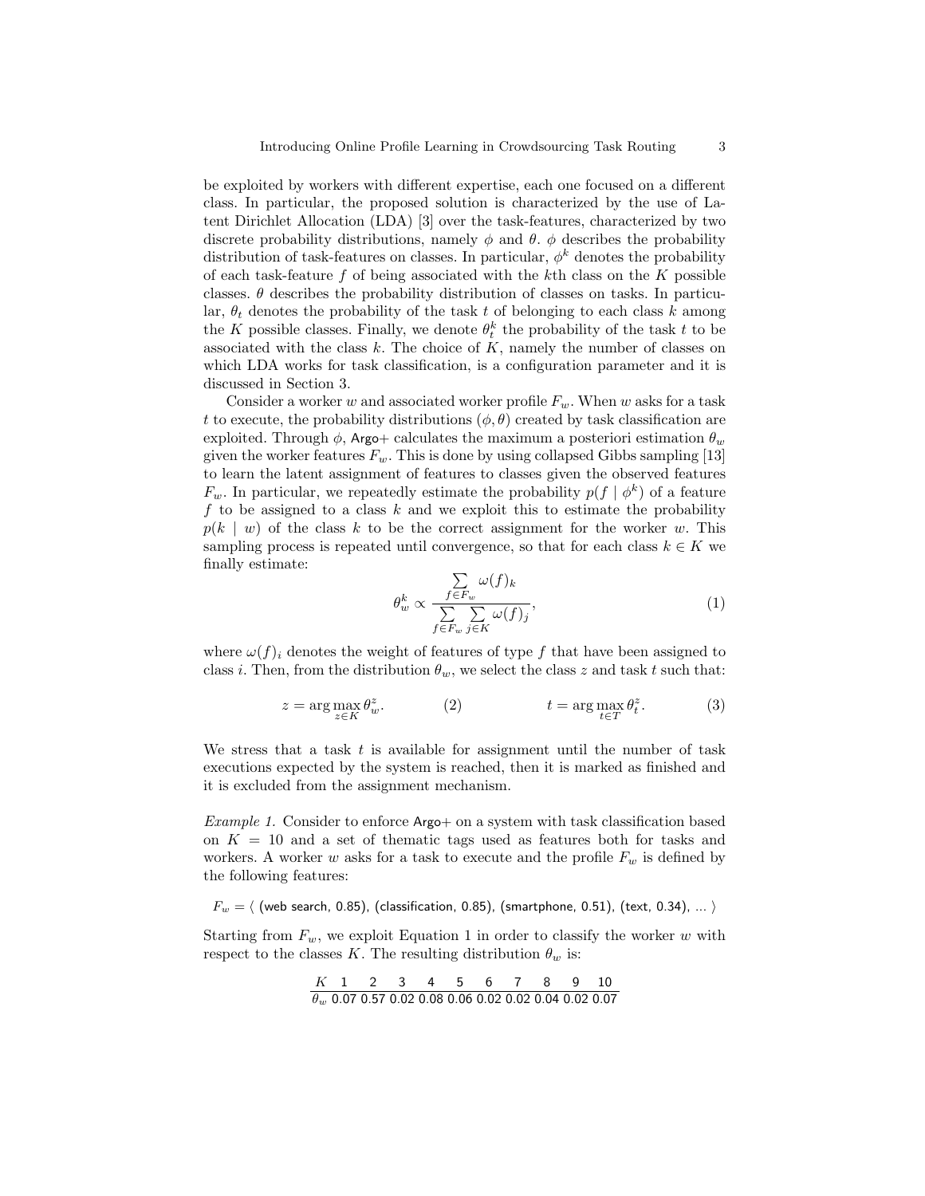be exploited by workers with different expertise, each one focused on a different class. In particular, the proposed solution is characterized by the use of Latent Dirichlet Allocation (LDA) [3] over the task-features, characterized by two discrete probability distributions, namely $\phi$ and $\theta$. $\phi$ describes the probability distribution of task-features on classes. In particular, $\phi^k$ denotes the probability of each task-feature $f$ of being associated with the $k$th class on the $K$ possible classes. $\theta$ describes the probability distribution of classes on tasks. In particular, $\theta_t$ denotes the probability of the task $t$ of belonging to each class $k$ among the $K$ possible classes. Finally, we denote $\theta_t^k$ the probability of the task $t$ to be associated with the class $k$. The choice of $K$, namely the number of classes on which LDA works for task classification, is a configuration parameter and it is discussed in Section 3.

Consider a worker $w$ and associated worker profile $F_w$. When $w$ asks for a task $t$ to execute, the probability distributions $(\phi, \theta)$ created by task classification are exploited. Through $\phi$, Argo+ calculates the maximum a posteriori estimation $\theta_w$ given the worker features $F_w$. This is done by using collapsed Gibbs sampling [13] to learn the latent assignment of features to classes given the observed features $F_w$. In particular, we repeatedly estimate the probability $p(f \mid \phi^k)$ of a feature $f$ to be assigned to a class $k$ and we exploit this to estimate the probability $p(k \mid w)$ of the class $k$ to be the correct assignment for the worker $w$. This sampling process is repeated until convergence, so that for each class $k \in K$ we finally estimate:

$$\theta_w^k \propto \frac{\sum_{f \in F_w} \omega(f)_k}{\sum_{f \in F_w} \sum_{j \in K} \omega(f)_j}, \tag{1}$$

where $\omega(f)_i$ denotes the weight of features of type $f$ that have been assigned to class $i$. Then, from the distribution $\theta_w$, we select the class $z$ and task $t$ such that:

$$z = \arg\max_{z \in K} \theta_w^z. \tag{2}$$

$$t = \arg\max_{t \in T} \theta_t^z. \tag{3}$$

We stress that a task $t$ is available for assignment until the number of task executions expected by the system is reached, then it is marked as finished and it is excluded from the assignment mechanism.

*Example 1.* Consider to enforce Argo+ on a system with task classification based on $K = 10$ and a set of thematic tags used as features both for tasks and workers. A worker $w$ asks for a task to execute and the profile $F_w$ is defined by the following features:

$$F_w = \langle \text{(web search, 0.85), (classification, 0.85), (smartphone, 0.51), (text, 0.34), ...} \rangle$$

Starting from $F_w$, we exploit Equation 1 in order to classify the worker $w$ with respect to the classes $K$. The resulting distribution $\theta_w$ is:

| $K$ | 1 | 2 | 3 | 4 | 5 | 6 | 7 | 8 | 9 | 10 |
|---|---|---|---|---|---|---|---|---|---|---|
| $\theta_w$ | 0.07 | 0.57 | 0.02 | 0.08 | 0.06 | 0.02 | 0.02 | 0.04 | 0.02 | 0.07 |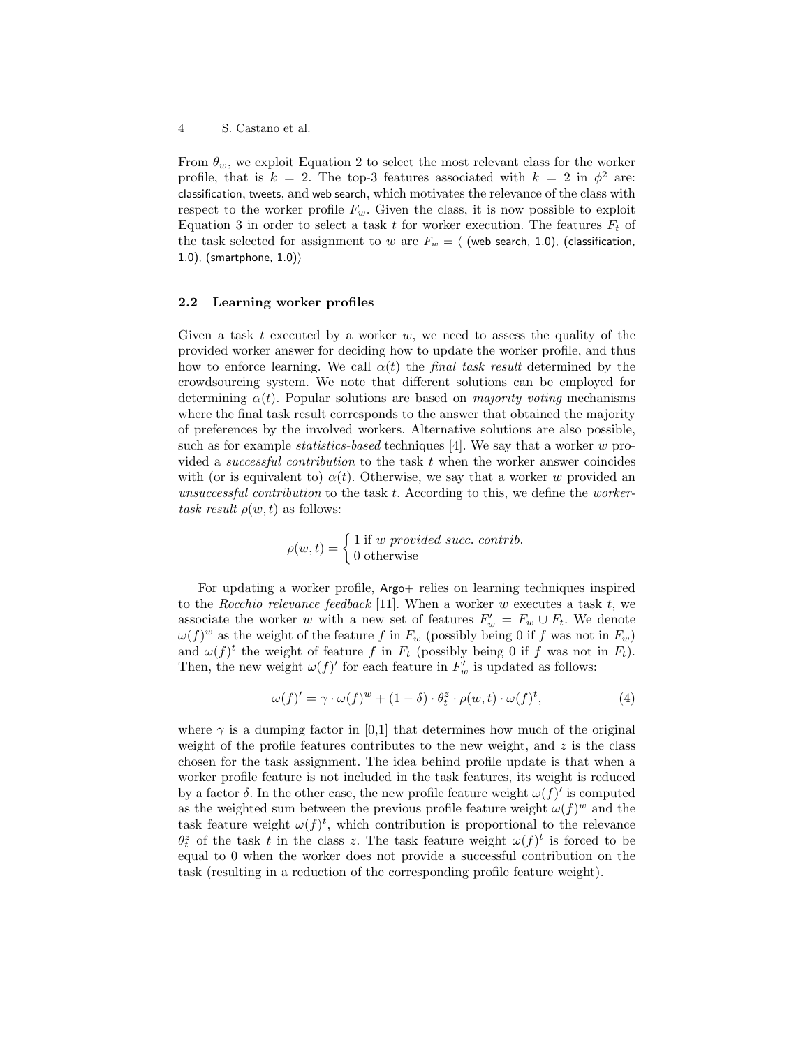From $\theta_w$, we exploit Equation 2 to select the most relevant class for the worker profile, that is $k = 2$. The top-3 features associated with $k = 2$ in $\phi^2$ are: classification, tweets, and web search, which motivates the relevance of the class with respect to the worker profile $F_w$. Given the class, it is now possible to exploit Equation 3 in order to select a task $t$ for worker execution. The features $F_t$ of the task selected for assignment to $w$ are $F_w = \langle$ (web search, 1.0), (classification, 1.0), (smartphone, 1.0)$\rangle$

### 2.2 Learning worker profiles

Given a task $t$ executed by a worker $w$, we need to assess the quality of the provided worker answer for deciding how to update the worker profile, and thus how to enforce learning. We call $\alpha(t)$ the *final task result* determined by the crowdsourcing system. We note that different solutions can be employed for determining $\alpha(t)$. Popular solutions are based on *majority voting* mechanisms where the final task result corresponds to the answer that obtained the majority of preferences by the involved workers. Alternative solutions are also possible, such as for example *statistics-based* techniques [4]. We say that a worker $w$ provided a *successful contribution* to the task $t$ when the worker answer coincides with (or is equivalent to) $\alpha(t)$. Otherwise, we say that a worker $w$ provided an *unsuccessful contribution* to the task $t$. According to this, we define the *worker-task result* $\rho(w, t)$ as follows:

$$\rho(w,t) = \begin{cases} 1 \text{ if } w \textit{ provided succ. contrib.} \\ 0 \text{ otherwise} \end{cases}$$

For updating a worker profile, Argo+ relies on learning techniques inspired to the *Rocchio relevance feedback* [11]. When a worker $w$ executes a task $t$, we associate the worker $w$ with a new set of features $F'_w = F_w \cup F_t$. We denote $\omega(f)^w$ as the weight of the feature $f$ in $F_w$ (possibly being 0 if $f$ was not in $F_w$) and $\omega(f)^t$ the weight of feature $f$ in $F_t$ (possibly being 0 if $f$ was not in $F_t$). Then, the new weight $\omega(f)'$ for each feature in $F'_w$ is updated as follows:

$$\omega(f)' = \gamma \cdot \omega(f)^w + (1 - \delta) \cdot \theta_t^z \cdot \rho(w, t) \cdot \omega(f)^t, \tag{4}$$

where $\gamma$ is a dumping factor in [0,1] that determines how much of the original weight of the profile features contributes to the new weight, and $z$ is the class chosen for the task assignment. The idea behind profile update is that when a worker profile feature is not included in the task features, its weight is reduced by a factor $\delta$. In the other case, the new profile feature weight $\omega(f)'$ is computed as the weighted sum between the previous profile feature weight $\omega(f)^w$ and the task feature weight $\omega(f)^t$, which contribution is proportional to the relevance $\theta_t^z$ of the task $t$ in the class $z$. The task feature weight $\omega(f)^t$ is forced to be equal to 0 when the worker does not provide a successful contribution on the task (resulting in a reduction of the corresponding profile feature weight).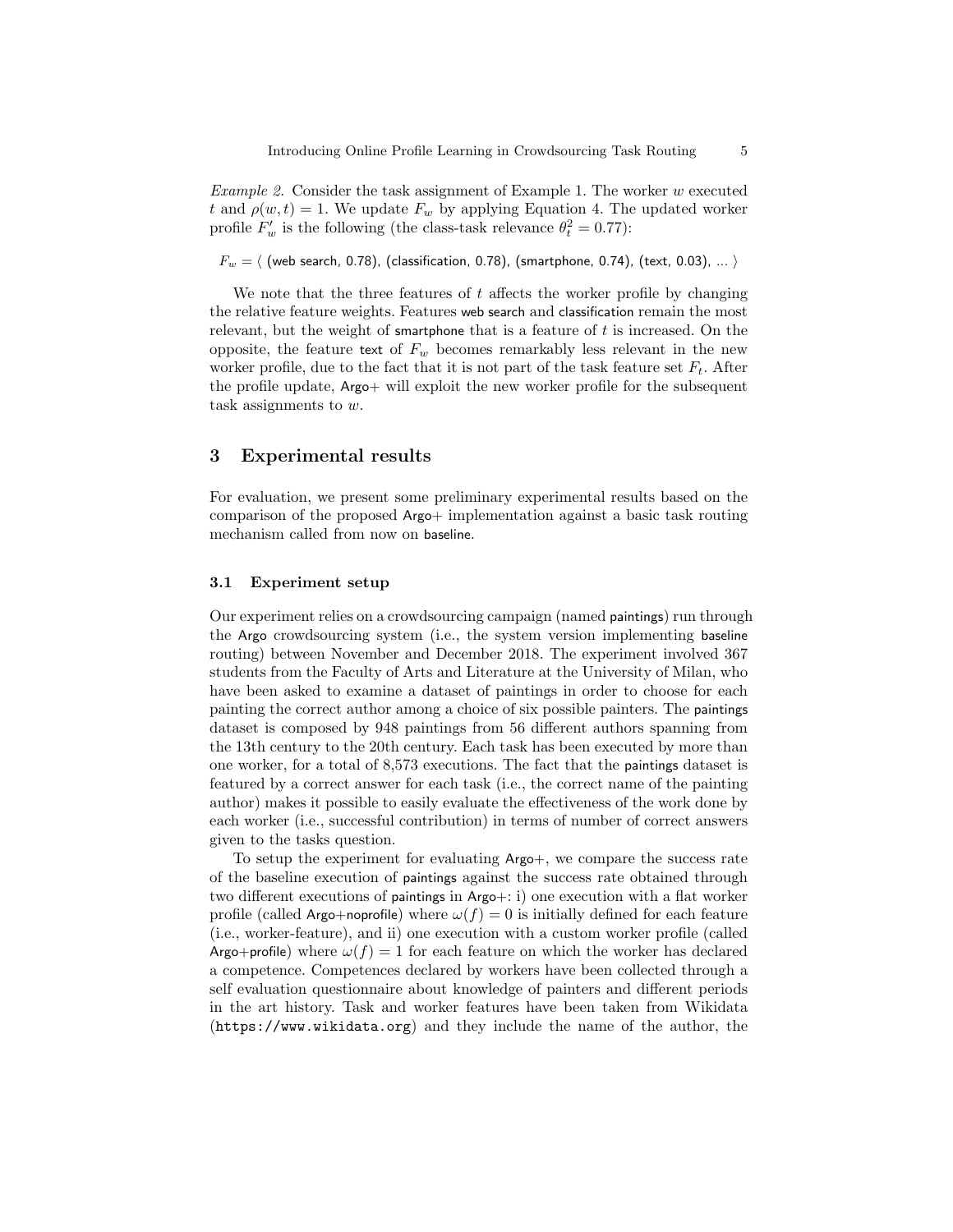*Example 2.* Consider the task assignment of Example 1. The worker $w$ executed $t$ and $\rho(w,t) = 1$. We update $F_w$ by applying Equation 4. The updated worker profile $F'_w$ is the following (the class-task relevance $\theta_t^2 = 0.77$):

$F_w = \langle$ (web search, 0.78), (classification, 0.78), (smartphone, 0.74), (text, 0.03), ... $\rangle$

We note that the three features of $t$ affects the worker profile by changing the relative feature weights. Features web search and classification remain the most relevant, but the weight of smartphone that is a feature of $t$ is increased. On the opposite, the feature text of $F_w$ becomes remarkably less relevant in the new worker profile, due to the fact that it is not part of the task feature set $F_t$. After the profile update, Argo+ will exploit the new worker profile for the subsequent task assignments to $w$.

## 3 Experimental results

For evaluation, we present some preliminary experimental results based on the comparison of the proposed Argo+ implementation against a basic task routing mechanism called from now on baseline.

### 3.1 Experiment setup

Our experiment relies on a crowdsourcing campaign (named paintings) run through the Argo crowdsourcing system (i.e., the system version implementing baseline routing) between November and December 2018. The experiment involved 367 students from the Faculty of Arts and Literature at the University of Milan, who have been asked to examine a dataset of paintings in order to choose for each painting the correct author among a choice of six possible painters. The paintings dataset is composed by 948 paintings from 56 different authors spanning from the 13th century to the 20th century. Each task has been executed by more than one worker, for a total of 8,573 executions. The fact that the paintings dataset is featured by a correct answer for each task (i.e., the correct name of the painting author) makes it possible to easily evaluate the effectiveness of the work done by each worker (i.e., successful contribution) in terms of number of correct answers given to the tasks question.

To setup the experiment for evaluating Argo+, we compare the success rate of the baseline execution of paintings against the success rate obtained through two different executions of paintings in Argo+: i) one execution with a flat worker profile (called Argo+noprofile) where $\omega(f) = 0$ is initially defined for each feature (i.e., worker-feature), and ii) one execution with a custom worker profile (called Argo+profile) where $\omega(f) = 1$ for each feature on which the worker has declared a competence. Competences declared by workers have been collected through a self evaluation questionnaire about knowledge of painters and different periods in the art history. Task and worker features have been taken from Wikidata (`https://www.wikidata.org`) and they include the name of the author, the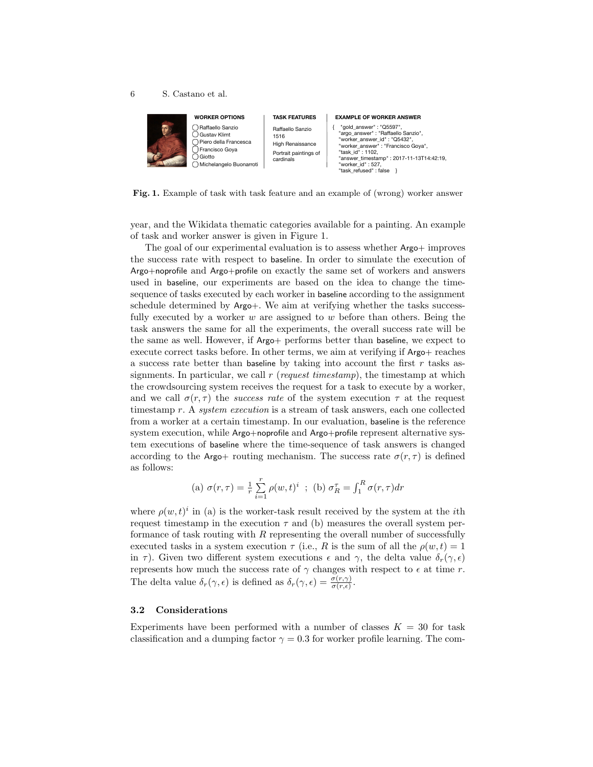**WORKER OPTIONS**

- Raffaello Sanzio
- Gustav Klimt
- Piero della Francesca
- Francisco Goya
- Giotto
- Michelangelo Buonarroti

**TASK FEATURES**

Raffaello Sanzio
1516
High Renaissance
Portrait paintings of cardinals

**EXAMPLE OF WORKER ANSWER**

```
{   "gold_answer" : "Q5597",
    "argo_answer" : "Raffaello Sanzio",
    "worker_answer_id" : "Q5432",
    "worker_answer" : "Francisco Goya",
    "task_id" : 1102,
    "answer_timestamp" : 2017-11-13T14:42:19,
    "worker_id" : 527,
    "task_refused" : false   }
```

**Fig. 1.** Example of task with task feature and an example of (wrong) worker answer

year, and the Wikidata thematic categories available for a painting. An example of task and worker answer is given in Figure 1.

The goal of our experimental evaluation is to assess whether Argo+ improves the success rate with respect to baseline. In order to simulate the execution of Argo+noprofile and Argo+profile on exactly the same set of workers and answers used in baseline, our experiments are based on the idea to change the time-sequence of tasks executed by each worker in baseline according to the assignment schedule determined by Argo+. We aim at verifying whether the tasks successfully executed by a worker $w$ are assigned to $w$ before than others. Being the task answers the same for all the experiments, the overall success rate will be the same as well. However, if Argo+ performs better than baseline, we expect to execute correct tasks before. In other terms, we aim at verifying if Argo+ reaches a success rate better than baseline by taking into account the first $r$ tasks assignments. In particular, we call $r$ (*request timestamp*), the timestamp at which the crowdsourcing system receives the request for a task to execute by a worker, and we call $\sigma(r, \tau)$ the *success rate* of the system execution $\tau$ at the request timestamp $r$. A *system execution* is a stream of task answers, each one collected from a worker at a certain timestamp. In our evaluation, baseline is the reference system execution, while Argo+noprofile and Argo+profile represent alternative system executions of baseline where the time-sequence of task answers is changed according to the Argo+ routing mechanism. The success rate $\sigma(r, \tau)$ is defined as follows:

$$\text{(a) } \sigma(r, \tau) = \frac{1}{r} \sum_{i=1}^{r} \rho(w,t)^i \ \ ; \ \text{(b) } \sigma_R^{\tau} = \int_1^R \sigma(r, \tau) dr$$

where $\rho(w,t)^i$ in (a) is the worker-task result received by the system at the $i$th request timestamp in the execution $\tau$ and (b) measures the overall system performance of task routing with $R$ representing the overall number of successfully executed tasks in a system execution $\tau$ (i.e., $R$ is the sum of all the $\rho(w,t) = 1$ in $\tau$). Given two different system executions $\epsilon$ and $\gamma$, the delta value $\delta_r(\gamma, \epsilon)$ represents how much the success rate of $\gamma$ changes with respect to $\epsilon$ at time $r$. The delta value $\delta_r(\gamma, \epsilon)$ is defined as $\delta_r(\gamma, \epsilon) = \frac{\sigma(r,\gamma)}{\sigma(r,\epsilon)}$.

### 3.2 Considerations

Experiments have been performed with a number of classes $K = 30$ for task classification and a dumping factor $\gamma = 0.3$ for worker profile learning. The com-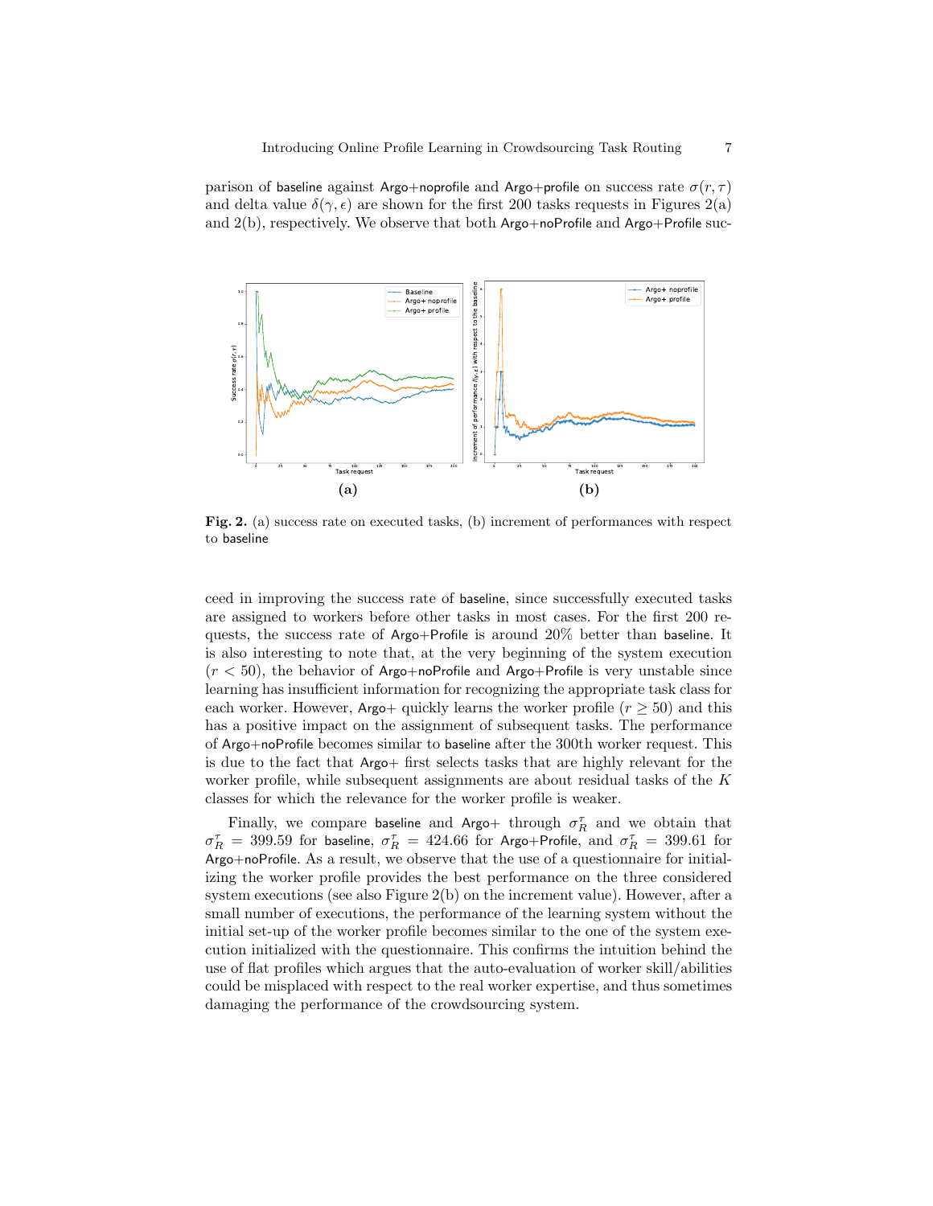parison of baseline against Argo+noprofile and Argo+profile on success rate $\sigma(r, \tau)$ and delta value $\delta(\gamma, \epsilon)$ are shown for the first 200 tasks requests in Figures 2(a) and 2(b), respectively. We observe that both Argo+noProfile and Argo+Profile succeed in improving the success rate of baseline, since successfully executed tasks are assigned to workers before other tasks in most cases. For the first 200 requests, the success rate of Argo+Profile is around 20% better than baseline. It is also interesting to note that, at the very beginning of the system execution ($r < 50$), the behavior of Argo+noProfile and Argo+Profile is very unstable since learning has insufficient information for recognizing the appropriate task class for each worker. However, Argo+ quickly learns the worker profile ($r \geq 50$) and this has a positive impact on the assignment of subsequent tasks. The performance of Argo+noProfile becomes similar to baseline after the 300th worker request. This is due to the fact that Argo+ first selects tasks that are highly relevant for the worker profile, while subsequent assignments are about residual tasks of the $K$ classes for which the relevance for the worker profile is weaker.

**Fig. 2.** (a) success rate on executed tasks, (b) increment of performances with respect to baseline

Finally, we compare baseline and Argo+ through $\sigma_R^\tau$ and we obtain that $\sigma_R^\tau = 399.59$ for baseline, $\sigma_R^\tau = 424.66$ for Argo+Profile, and $\sigma_R^\tau = 399.61$ for Argo+noProfile. As a result, we observe that the use of a questionnaire for initializing the worker profile provides the best performance on the three considered system executions (see also Figure 2(b) on the increment value). However, after a small number of executions, the performance of the learning system without the initial set-up of the worker profile becomes similar to the one of the system execution initialized with the questionnaire. This confirms the intuition behind the use of flat profiles which argues that the auto-evaluation of worker skill/abilities could be misplaced with respect to the real worker expertise, and thus sometimes damaging the performance of the crowdsourcing system.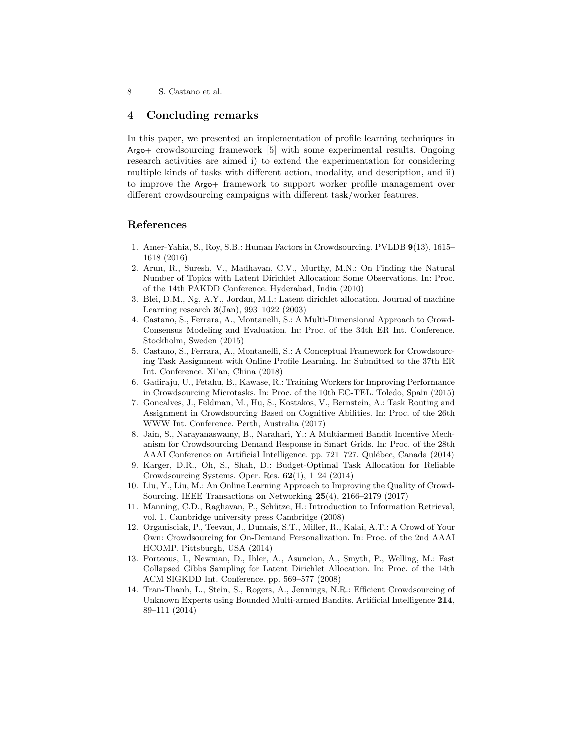## 4 Concluding remarks

In this paper, we presented an implementation of profile learning techniques in Argo+ crowdsourcing framework [5] with some experimental results. Ongoing research activities are aimed i) to extend the experimentation for considering multiple kinds of tasks with different action, modality, and description, and ii) to improve the Argo+ framework to support worker profile management over different crowdsourcing campaigns with different task/worker features.

## References

1. Amer-Yahia, S., Roy, S.B.: Human Factors in Crowdsourcing. PVLDB **9**(13), 1615–1618 (2016)
2. Arun, R., Suresh, V., Madhavan, C.V., Murthy, M.N.: On Finding the Natural Number of Topics with Latent Dirichlet Allocation: Some Observations. In: Proc. of the 14th PAKDD Conference. Hyderabad, India (2010)
3. Blei, D.M., Ng, A.Y., Jordan, M.I.: Latent dirichlet allocation. Journal of machine Learning research **3**(Jan), 993–1022 (2003)
4. Castano, S., Ferrara, A., Montanelli, S.: A Multi-Dimensional Approach to Crowd-Consensus Modeling and Evaluation. In: Proc. of the 34th ER Int. Conference. Stockholm, Sweden (2015)
5. Castano, S., Ferrara, A., Montanelli, S.: A Conceptual Framework for Crowdsourcing Task Assignment with Online Profile Learning. In: Submitted to the 37th ER Int. Conference. Xi'an, China (2018)
6. Gadiraju, U., Fetahu, B., Kawase, R.: Training Workers for Improving Performance in Crowdsourcing Microtasks. In: Proc. of the 10th EC-TEL. Toledo, Spain (2015)
7. Goncalves, J., Feldman, M., Hu, S., Kostakos, V., Bernstein, A.: Task Routing and Assignment in Crowdsourcing Based on Cognitive Abilities. In: Proc. of the 26th WWW Int. Conference. Perth, Australia (2017)
8. Jain, S., Narayanaswamy, B., Narahari, Y.: A Multiarmed Bandit Incentive Mechanism for Crowdsourcing Demand Response in Smart Grids. In: Proc. of the 28th AAAI Conference on Artificial Intelligence. pp. 721–727. Qulébec, Canada (2014)
9. Karger, D.R., Oh, S., Shah, D.: Budget-Optimal Task Allocation for Reliable Crowdsourcing Systems. Oper. Res. **62**(1), 1–24 (2014)
10. Liu, Y., Liu, M.: An Online Learning Approach to Improving the Quality of Crowd-Sourcing. IEEE Transactions on Networking **25**(4), 2166–2179 (2017)
11. Manning, C.D., Raghavan, P., Schütze, H.: Introduction to Information Retrieval, vol. 1. Cambridge university press Cambridge (2008)
12. Organisciak, P., Teevan, J., Dumais, S.T., Miller, R., Kalai, A.T.: A Crowd of Your Own: Crowdsourcing for On-Demand Personalization. In: Proc. of the 2nd AAAI HCOMP. Pittsburgh, USA (2014)
13. Porteous, I., Newman, D., Ihler, A., Asuncion, A., Smyth, P., Welling, M.: Fast Collapsed Gibbs Sampling for Latent Dirichlet Allocation. In: Proc. of the 14th ACM SIGKDD Int. Conference. pp. 569–577 (2008)
14. Tran-Thanh, L., Stein, S., Rogers, A., Jennings, N.R.: Efficient Crowdsourcing of Unknown Experts using Bounded Multi-armed Bandits. Artificial Intelligence **214**, 89–111 (2014)